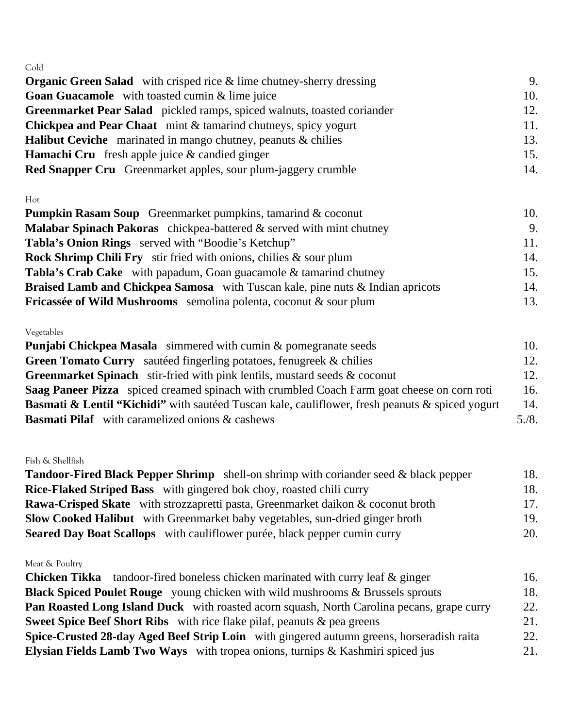## Cold

**Organic Green Salad** with crisped rice & lime chutney-sherry dressing 9.

**Goan Guacamole** with toasted cumin & lime juice 10.

**Greenmarket Pear Salad** pickled ramps, spiced walnuts, toasted coriander 12.

**Chickpea and Pear Chaat** mint & tamarind chutneys, spicy yogurt 11.

**Halibut Ceviche** marinated in mango chutney, peanuts & chilies 13.

**Hamachi Cru** fresh apple juice & candied ginger 15.

**Red Snapper Cru** Greenmarket apples, sour plum-jaggery crumble 14.

## Hot

**Pumpkin Rasam Soup** Greenmarket pumpkins, tamarind & coconut 10.

**Malabar Spinach Pakoras** chickpea-battered & served with mint chutney 9.

**Tabla's Onion Rings** served with "Boodie's Ketchup" 11.

**Rock Shrimp Chili Fry** stir fried with onions, chilies & sour plum 14.

**Tabla's Crab Cake** with papadum, Goan guacamole & tamarind chutney 15.

**Braised Lamb and Chickpea Samosa** with Tuscan kale, pine nuts & Indian apricots 14.

**Fricassée of Wild Mushrooms** semolina polenta, coconut & sour plum 13.

## Vegetables

**Punjabi Chickpea Masala** simmered with cumin & pomegranate seeds 10.

**Green Tomato Curry** sautéed fingerling potatoes, fenugreek & chilies 12.

**Greenmarket Spinach** stir-fried with pink lentils, mustard seeds & coconut 12.

**Saag Paneer Pizza** spiced creamed spinach with crumbled Coach Farm goat cheese on corn roti 16.

**Basmati & Lentil "Kichidi"** with sautéed Tuscan kale, cauliflower, fresh peanuts & spiced yogurt 14.

**Basmati Pilaf** with caramelized onions & cashews 5./8.

## Fish & Shellfish

**Tandoor-Fired Black Pepper Shrimp** shell-on shrimp with coriander seed & black pepper 18.

**Rice-Flaked Striped Bass** with gingered bok choy, roasted chili curry 18.

**Rawa-Crisped Skate** with strozzapretti pasta, Greenmarket daikon & coconut broth 17.

**Slow Cooked Halibut** with Greenmarket baby vegetables, sun-dried ginger broth 19.

**Seared Day Boat Scallops** with cauliflower purée, black pepper cumin curry 20.

## Meat & Poultry

**Chicken Tikka** tandoor-fired boneless chicken marinated with curry leaf & ginger 16.

**Black Spiced Poulet Rouge** young chicken with wild mushrooms & Brussels sprouts 18.

**Pan Roasted Long Island Duck** with roasted acorn squash, North Carolina pecans, grape curry 22.

**Sweet Spice Beef Short Ribs** with rice flake pilaf, peanuts & pea greens 21.

**Spice-Crusted 28-day Aged Beef Strip Loin** with gingered autumn greens, horseradish raita 22.

**Elysian Fields Lamb Two Ways** with tropea onions, turnips & Kashmiri spiced jus 21.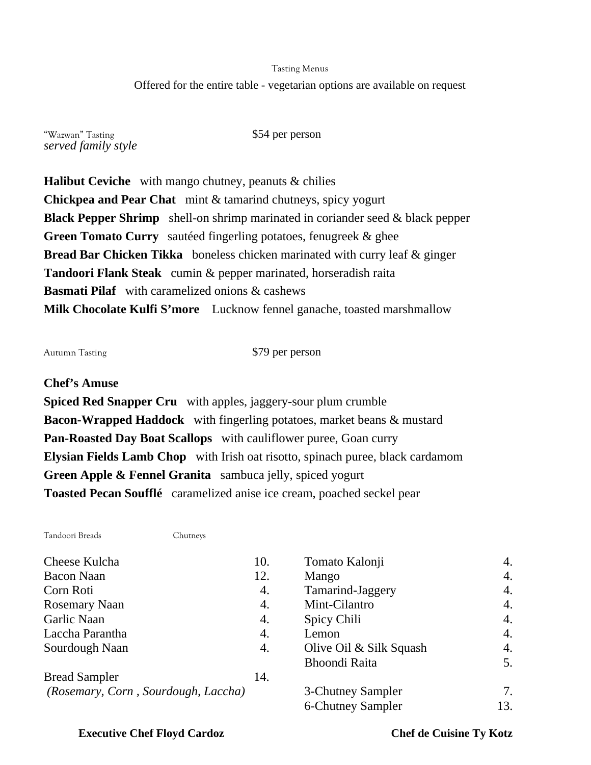# Tasting Menus

Offered for the entire table - vegetarian options are available on request

## "Wazwan" Tasting — $54 per person

*served family style*

**Halibut Ceviche** with mango chutney, peanuts & chilies
**Chickpea and Pear Chat** mint & tamarind chutneys, spicy yogurt
**Black Pepper Shrimp** shell-on shrimp marinated in coriander seed & black pepper
**Green Tomato Curry** sautéed fingerling potatoes, fenugreek & ghee
**Bread Bar Chicken Tikka** boneless chicken marinated with curry leaf & ginger
**Tandoori Flank Steak** cumin & pepper marinated, horseradish raita
**Basmati Pilaf** with caramelized onions & cashews
**Milk Chocolate Kulfi S'more** Lucknow fennel ganache, toasted marshmallow

## Autumn Tasting — $79 per person

**Chef's Amuse**
**Spiced Red Snapper Cru** with apples, jaggery-sour plum crumble
**Bacon-Wrapped Haddock** with fingerling potatoes, market beans & mustard
**Pan-Roasted Day Boat Scallops** with cauliflower puree, Goan curry
**Elysian Fields Lamb Chop** with Irish oat risotto, spinach puree, black cardamom
**Green Apple & Fennel Granita** sambuca jelly, spiced yogurt
**Toasted Pecan Soufflé** caramelized anise ice cream, poached seckel pear

## Tandoori Breads

| | |
|---|---|
| Cheese Kulcha | 10. |
| Bacon Naan | 12. |
| Corn Roti | 4. |
| Rosemary Naan | 4. |
| Garlic Naan | 4. |
| Laccha Parantha | 4. |
| Sourdough Naan | 4. |
| Bread Sampler *(Rosemary, Corn , Sourdough, Laccha)* | 14. |

## Chutneys

| | |
|---|---|
| Tomato Kalonji | 4. |
| Mango | 4. |
| Tamarind-Jaggery | 4. |
| Mint-Cilantro | 4. |
| Spicy Chili | 4. |
| Lemon | 4. |
| Olive Oil & Silk Squash | 4. |
| Bhoondi Raita | 5. |
| 3-Chutney Sampler | 7. |
| 6-Chutney Sampler | 13. |

**Executive Chef Floyd Cardoz** **Chef de Cuisine Ty Kotz**